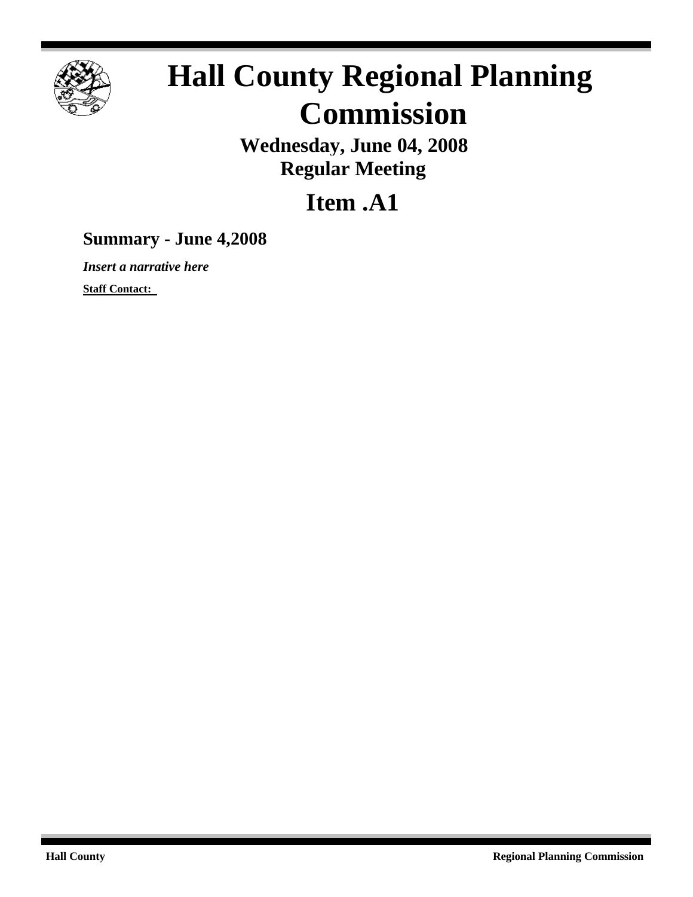# Hall County Regional Planning Commission

**Wednesday, June 04, 2008**
**Regular Meeting**

## Item .A1

### Summary - June 4,2008

***Insert a narrative here***

**Staff Contact:**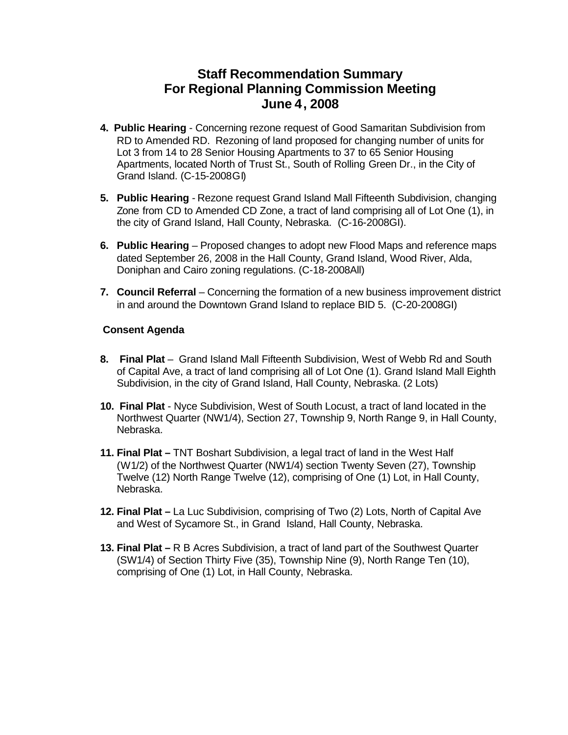# Staff Recommendation Summary For Regional Planning Commission Meeting June 4, 2008

4. **Public Hearing** - Concerning rezone request of Good Samaritan Subdivision from RD to Amended RD. Rezoning of land proposed for changing number of units for Lot 3 from 14 to 28 Senior Housing Apartments to 37 to 65 Senior Housing Apartments, located North of Trust St., South of Rolling Green Dr., in the City of Grand Island. (C-15-2008GI)

5. **Public Hearing** - Rezone request Grand Island Mall Fifteenth Subdivision, changing Zone from CD to Amended CD Zone, a tract of land comprising all of Lot One (1), in the city of Grand Island, Hall County, Nebraska. (C-16-2008GI).

6. **Public Hearing** – Proposed changes to adopt new Flood Maps and reference maps dated September 26, 2008 in the Hall County, Grand Island, Wood River, Alda, Doniphan and Cairo zoning regulations. (C-18-2008All)

7. **Council Referral** – Concerning the formation of a new business improvement district in and around the Downtown Grand Island to replace BID 5. (C-20-2008GI)

**Consent Agenda**

8. **Final Plat** – Grand Island Mall Fifteenth Subdivision, West of Webb Rd and South of Capital Ave, a tract of land comprising all of Lot One (1). Grand Island Mall Eighth Subdivision, in the city of Grand Island, Hall County, Nebraska. (2 Lots)

10. **Final Plat** - Nyce Subdivision, West of South Locust, a tract of land located in the Northwest Quarter (NW1/4), Section 27, Township 9, North Range 9, in Hall County, Nebraska.

11. **Final Plat –** TNT Boshart Subdivision, a legal tract of land in the West Half (W1/2) of the Northwest Quarter (NW1/4) section Twenty Seven (27), Township Twelve (12) North Range Twelve (12), comprising of One (1) Lot, in Hall County, Nebraska.

12. **Final Plat –** La Luc Subdivision, comprising of Two (2) Lots, North of Capital Ave and West of Sycamore St., in Grand Island, Hall County, Nebraska.

13. **Final Plat –** R B Acres Subdivision, a tract of land part of the Southwest Quarter (SW1/4) of Section Thirty Five (35), Township Nine (9), North Range Ten (10), comprising of One (1) Lot, in Hall County, Nebraska.